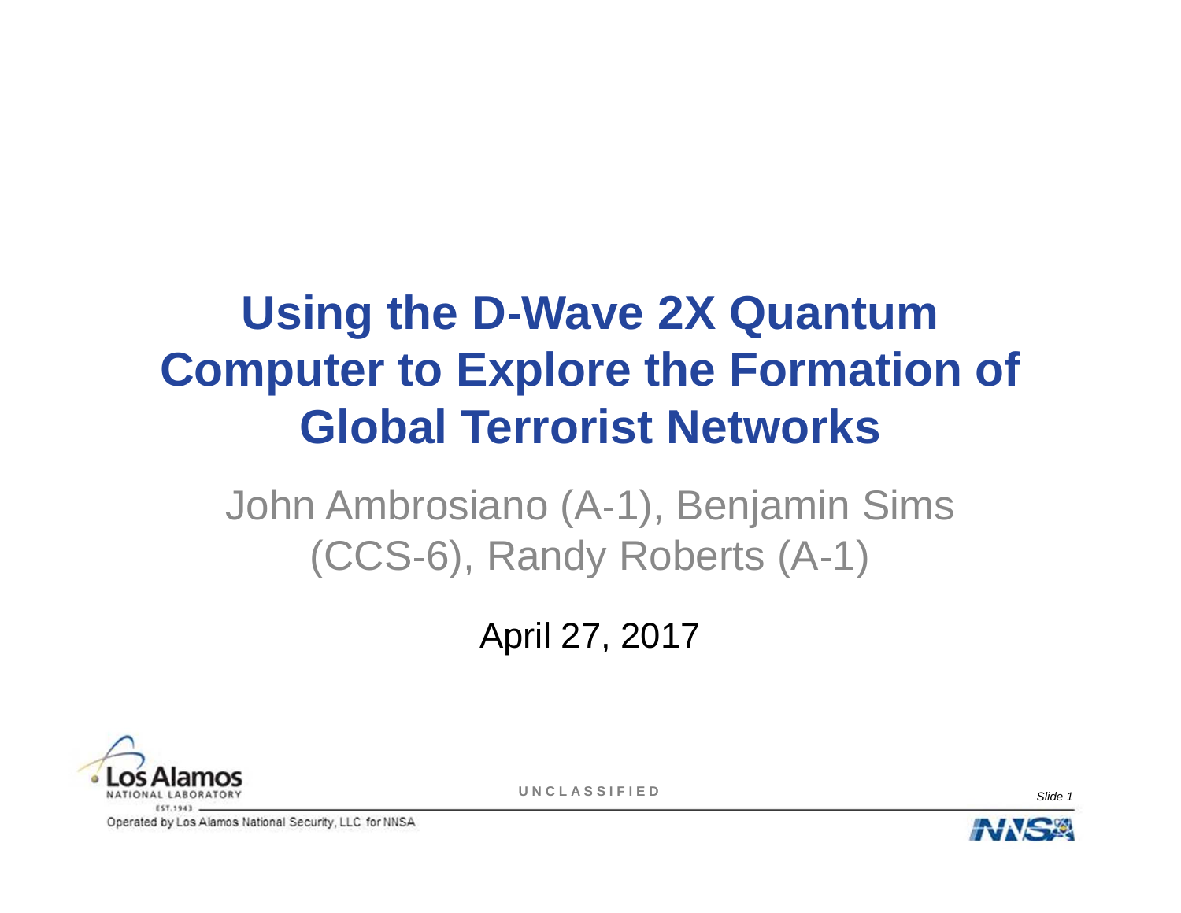# Using the D-Wave 2X Quantum Computer to Explore the Formation of Global Terrorist Networks

John Ambrosiano (A-1), Benjamin Sims (CCS-6), Randy Roberts (A-1)

April 27, 2017

UNCLASSIFIED

Operated by Los Alamos National Security, LLC for NNSA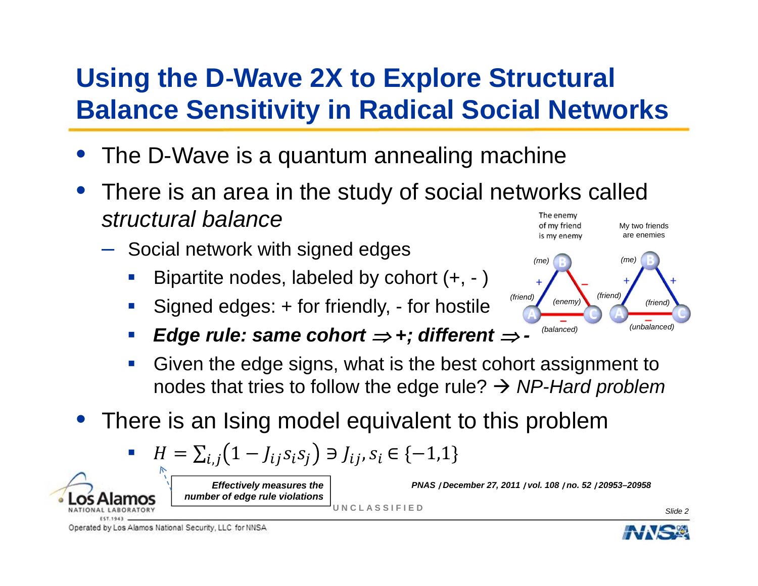# Using the D-Wave 2X to Explore Structural Balance Sensitivity in Radical Social Networks

- The D-Wave is a quantum annealing machine
- There is an area in the study of social networks called *structural balance*
  - Social network with signed edges
    - Bipartite nodes, labeled by cohort (+, - )
    - Signed edges: + for friendly, - for hostile
    - ***Edge rule: same cohort $\Rightarrow$ +; different $\Rightarrow$ -***
    - Given the edge signs, what is the best cohort assignment to nodes that tries to follow the edge rule? → *NP-Hard problem*

The enemy of my friend is my enemy

My two friends are enemies

(me) B, (friend) A, (enemy) C — + , −, − — (balanced)

(me) B, (friend) A, (friend) C — +, +, − — (unbalanced)

- There is an Ising model equivalent to this problem
  - $H = \sum_{i,j}\left(1 - J_{ij}s_is_j\right) \ni J_{ij}, s_i \in \{-1,1\}$

***Effectively measures the number of edge rule violations***

***PNAS / December 27, 2011 / vol. 108 / no. 52 / 20953–20958***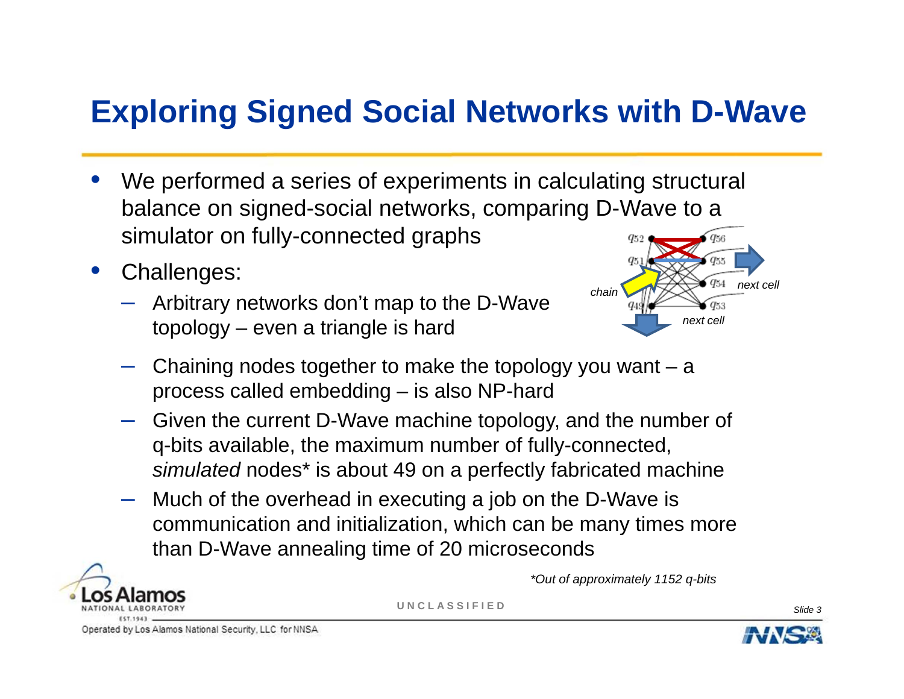# Exploring Signed Social Networks with D-Wave

- We performed a series of experiments in calculating structural balance on signed-social networks, comparing D-Wave to a simulator on fully-connected graphs
- Challenges:
  - Arbitrary networks don't map to the D-Wave topology – even a triangle is hard
  - Chaining nodes together to make the topology you want – a process called embedding – is also NP-hard
  - Given the current D-Wave machine topology, and the number of q-bits available, the maximum number of fully-connected, *simulated* nodes* is about 49 on a perfectly fabricated machine
  - Much of the overhead in executing a job on the D-Wave is communication and initialization, which can be many times more than D-Wave annealing time of 20 microseconds

*\*Out of approximately 1152 q-bits*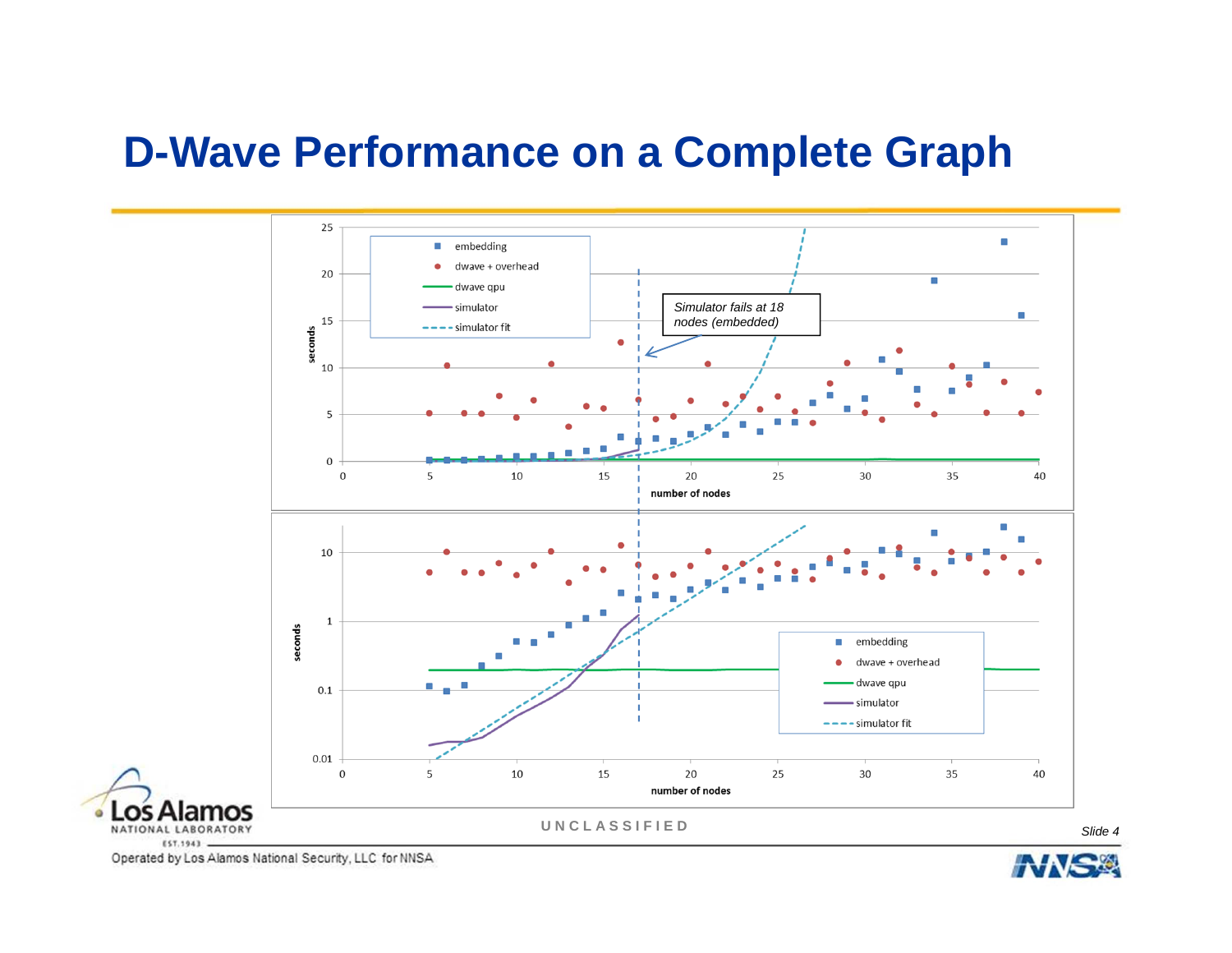# D-Wave Performance on a Complete Graph

*Simulator fails at 18 nodes (embedded)*

UNCLASSIFIED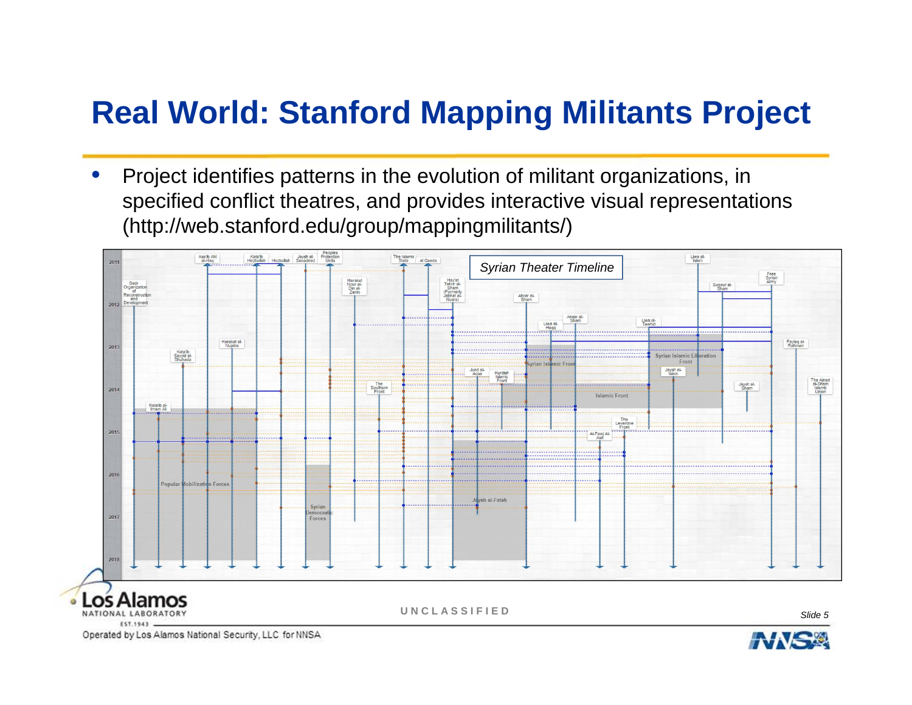# Real World: Stanford Mapping Militants Project

- Project identifies patterns in the evolution of militant organizations, in specified conflict theatres, and provides interactive visual representations (http://web.stanford.edu/group/mappingmilitants/)

*Syrian Theater Timeline*

UNCLASSIFIED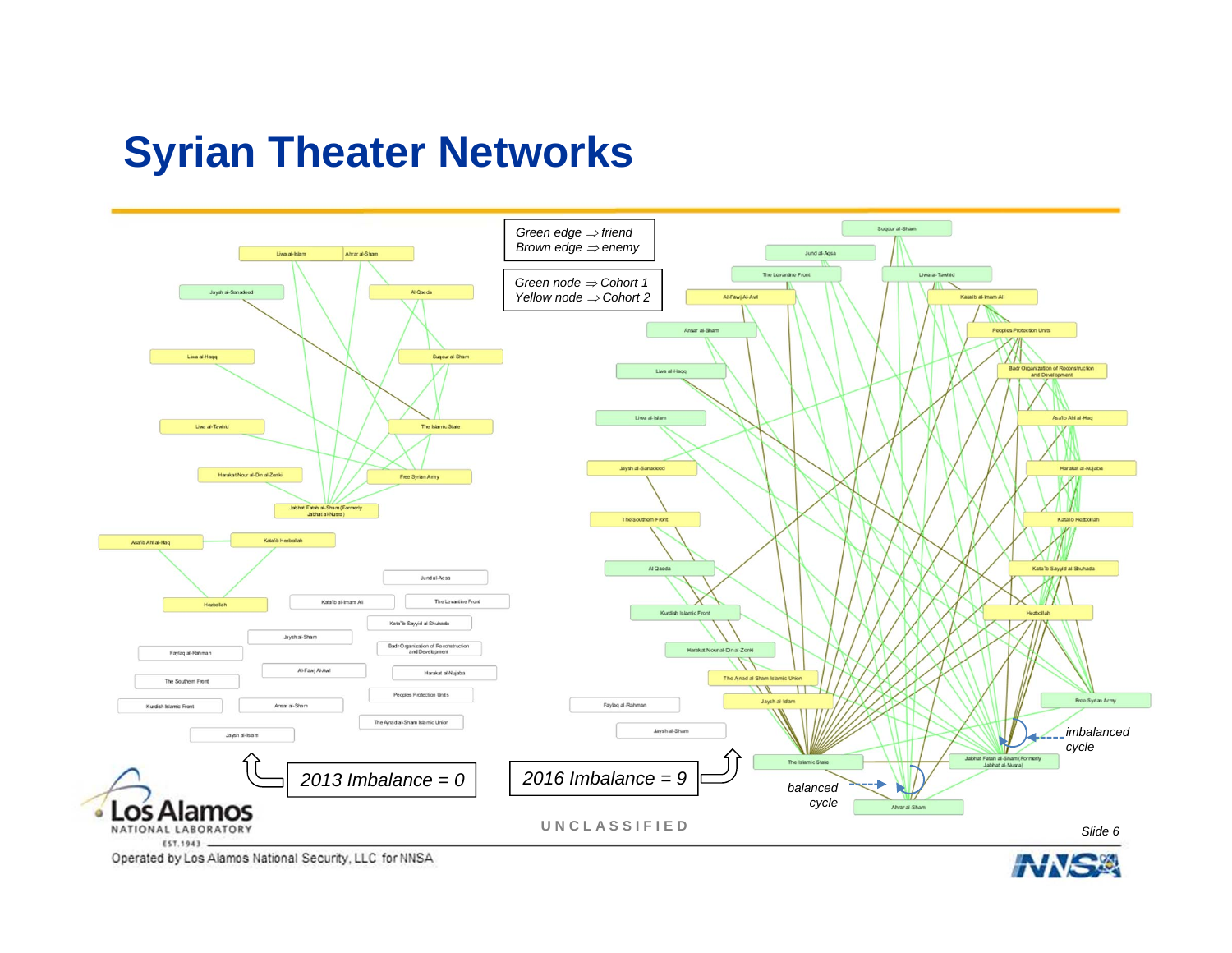# Syrian Theater Networks

Green edge ⇒ friend
Brown edge ⇒ enemy

Green node ⇒ Cohort 1
Yellow node ⇒ Cohort 2

2013 Imbalance = 0

2016 Imbalance = 9

imbalanced cycle

balanced cycle

UNCLASSIFIED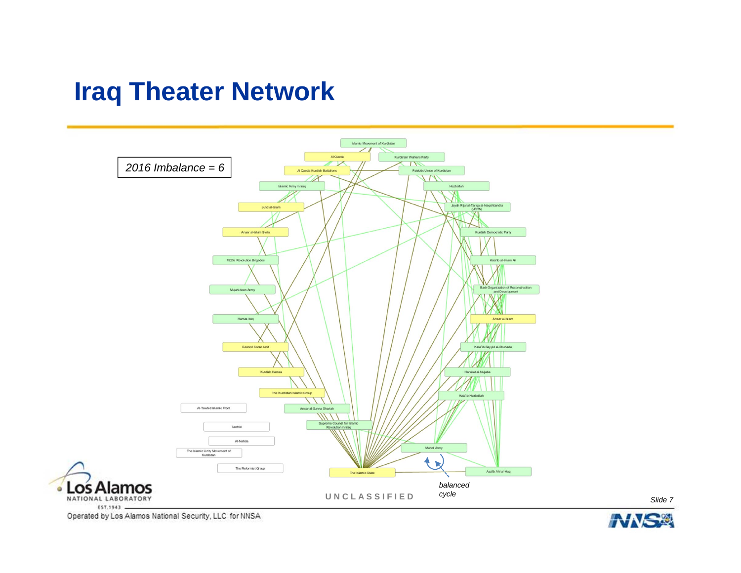# Iraq Theater Network

*2016 Imbalance = 6*

Islamic Movement of Kurdistan

Al Qaeda

Kurdistan Workers Party

Al Qaeda Kurdish Battalions

Patriotic Union of Kurdistan

Islamic Army in Iraq

Hezbollah

Jund al-Islam

Jaysh Rijal al-Tariqa al-Naqshbandia (JRTN)

Ansar al-Islam Syria

Kurdish Democratic Party

1920s Revolution Brigades

Kata'ib al-Imam Ali

Mujahideen Army

Badr Organization of Reconstruction and Development

Hamas Iraq

Ansar al-Islam

Second Soran Unit

Kata'ib Sayyid al-Shuhada

Kurdish Hamas

Harakat al-Nujaba

The Kurdistan Islamic Group

Kata'ib Hezbollah

Al Tawhid Islamic Front

Ansar al-Sunna Shariah

Tawhid

Supreme Council for Islamic Revolution in Iraq

Al-Nahda

The Islamic Unity Movement of Kurdistan

Mahdi Army

The Reformist Group

The Islamic State

Asa'ib Ahl al-Haq

*balanced cycle*

UNCLASSIFIED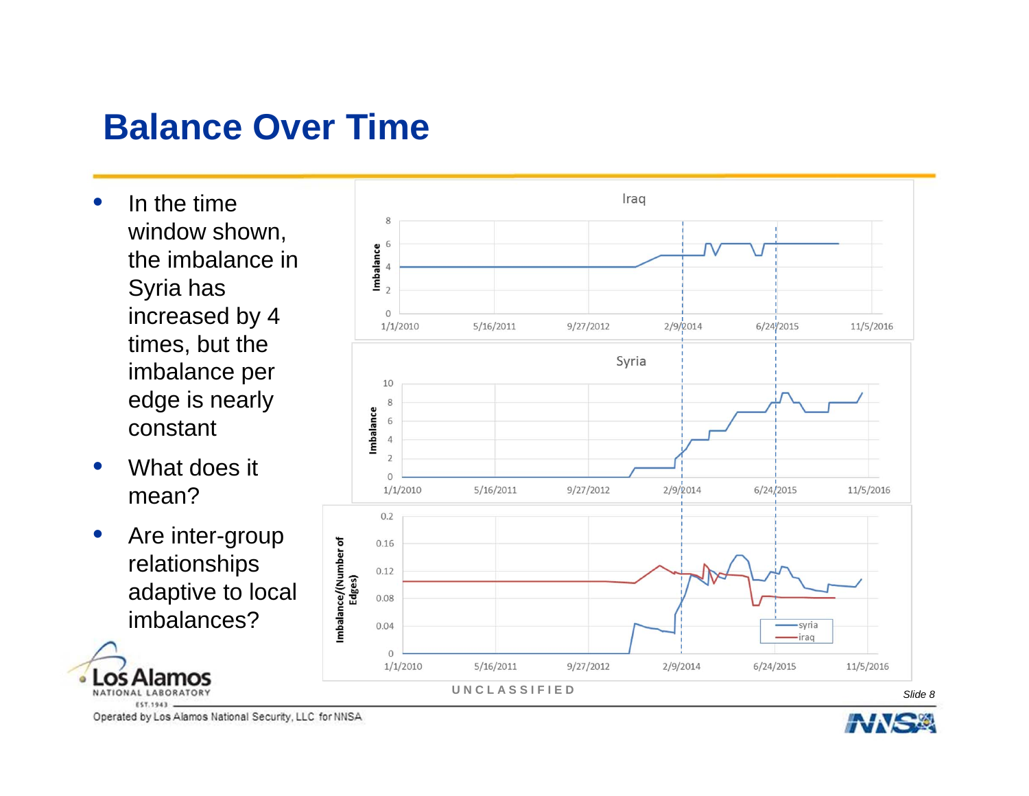# Balance Over Time

- In the time window shown, the imbalance in Syria has increased by 4 times, but the imbalance per edge is nearly constant
- What does it mean?
- Are inter-group relationships adaptive to local imbalances?

UNCLASSIFIED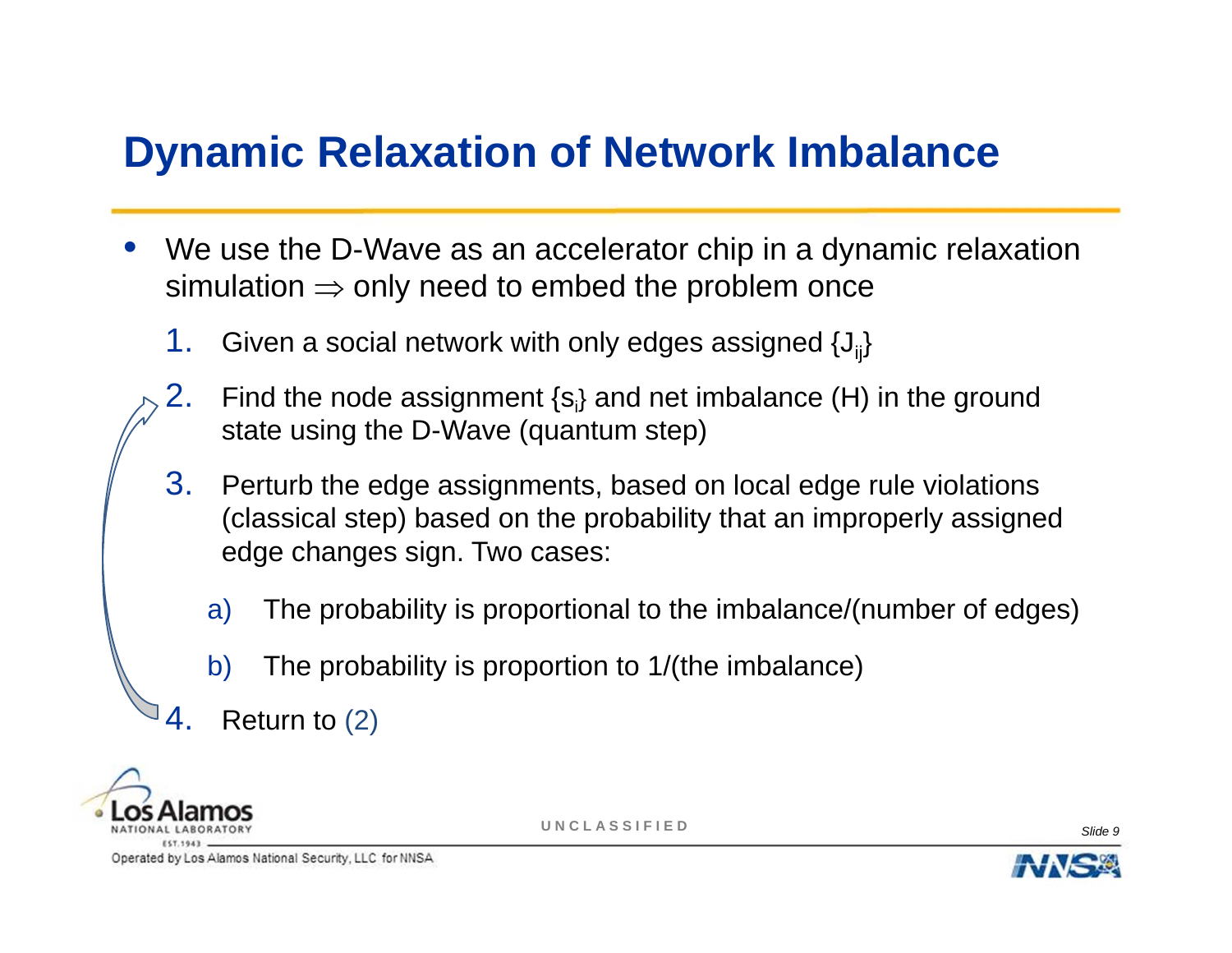# Dynamic Relaxation of Network Imbalance

- We use the D-Wave as an accelerator chip in a dynamic relaxation simulation $\Rightarrow$ only need to embed the problem once

1. Given a social network with only edges assigned $\{J_{ij}\}$
2. Find the node assignment $\{s_i\}$ and net imbalance (H) in the ground state using the D-Wave (quantum step)
3. Perturb the edge assignments, based on local edge rule violations (classical step) based on the probability that an improperly assigned edge changes sign. Two cases:
   a) The probability is proportional to the imbalance/(number of edges)
   b) The probability is proportion to 1/(the imbalance)
4. Return to (2)

UNCLASSIFIED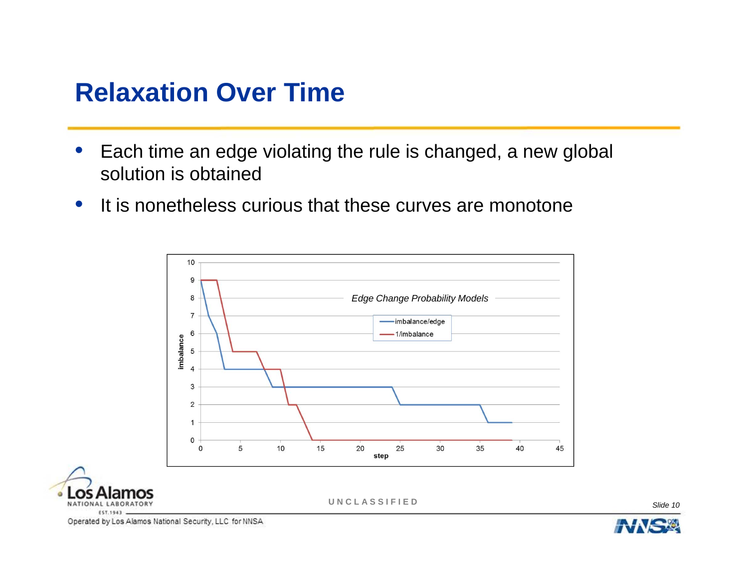# Relaxation Over Time

- Each time an edge violating the rule is changed, a new global solution is obtained
- It is nonetheless curious that these curves are monotone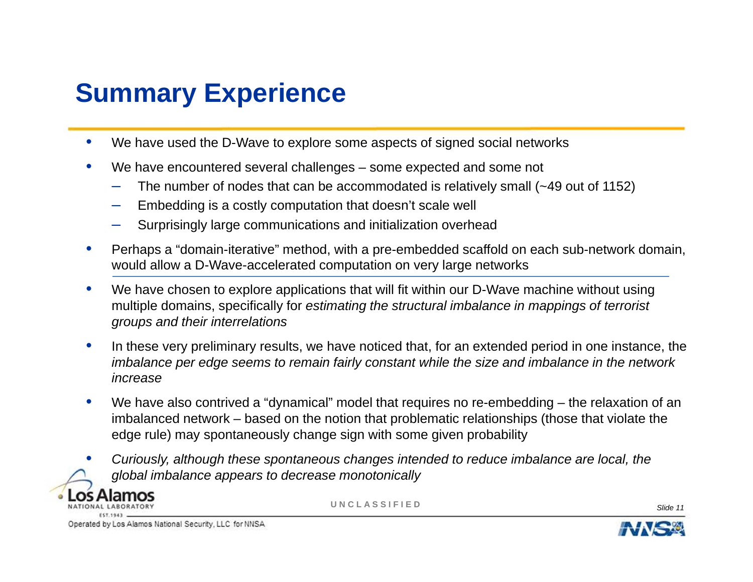# Summary Experience

- We have used the D-Wave to explore some aspects of signed social networks
- We have encountered several challenges – some expected and some not
  - The number of nodes that can be accommodated is relatively small (~49 out of 1152)
  - Embedding is a costly computation that doesn't scale well
  - Surprisingly large communications and initialization overhead
- Perhaps a "domain-iterative" method, with a pre-embedded scaffold on each sub-network domain, would allow a D-Wave-accelerated computation on very large networks

---

- We have chosen to explore applications that will fit within our D-Wave machine without using multiple domains, specifically for *estimating the structural imbalance in mappings of terrorist groups and their interrelations*
- In these very preliminary results, we have noticed that, for an extended period in one instance, the *imbalance per edge seems to remain fairly constant while the size and imbalance in the network increase*
- We have also contrived a "dynamical" model that requires no re-embedding – the relaxation of an imbalanced network – based on the notion that problematic relationships (those that violate the edge rule) may spontaneously change sign with some given probability
- *Curiously, although these spontaneous changes intended to reduce imbalance are local, the global imbalance appears to decrease monotonically*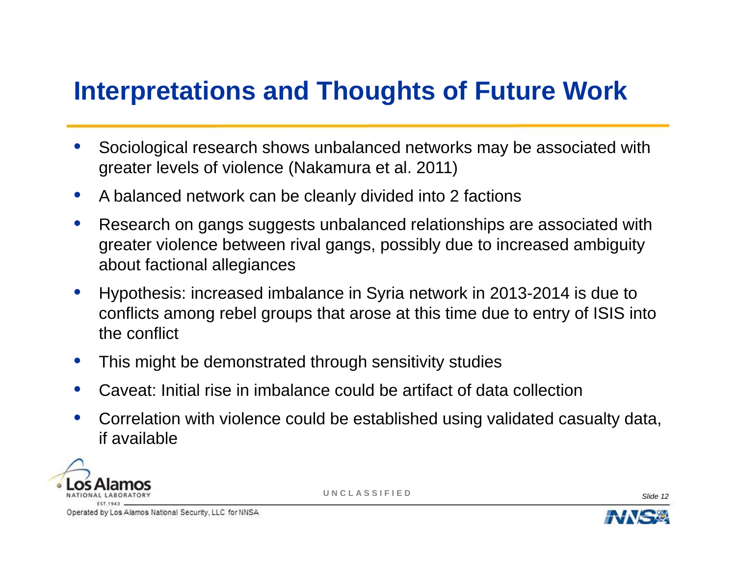# Interpretations and Thoughts of Future Work

- Sociological research shows unbalanced networks may be associated with greater levels of violence (Nakamura et al. 2011)
- A balanced network can be cleanly divided into 2 factions
- Research on gangs suggests unbalanced relationships are associated with greater violence between rival gangs, possibly due to increased ambiguity about factional allegiances
- Hypothesis: increased imbalance in Syria network in 2013-2014 is due to conflicts among rebel groups that arose at this time due to entry of ISIS into the conflict
- This might be demonstrated through sensitivity studies
- Caveat: Initial rise in imbalance could be artifact of data collection
- Correlation with violence could be established using validated casualty data, if available